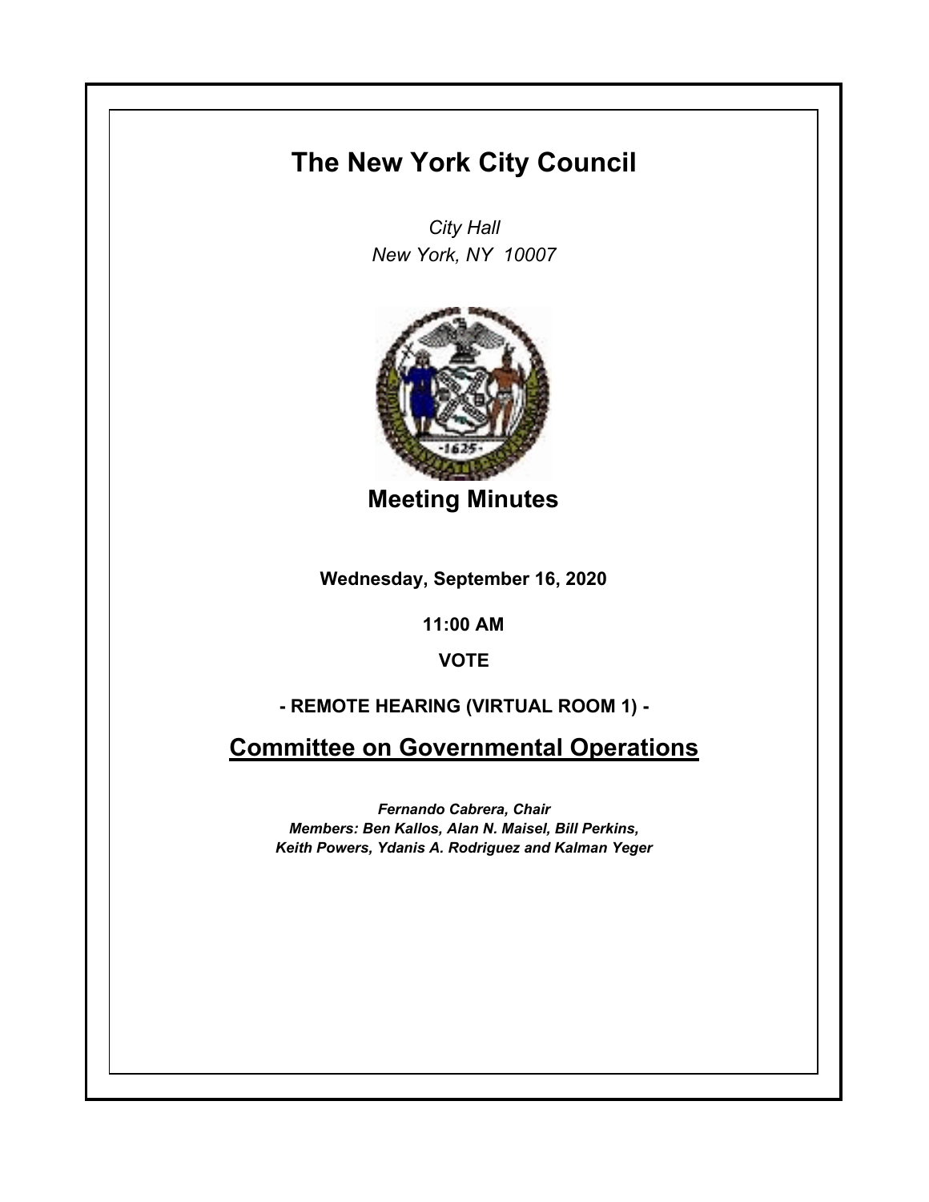# The New York City Council

*City Hall*
*New York, NY 10007*

## Meeting Minutes

**Wednesday, September 16, 2020**

**11:00 AM**

**VOTE**

**- REMOTE HEARING (VIRTUAL ROOM 1) -**

## Committee on Governmental Operations

***Fernando Cabrera, Chair***
***Members: Ben Kallos, Alan N. Maisel, Bill Perkins, Keith Powers, Ydanis A. Rodriguez and Kalman Yeger***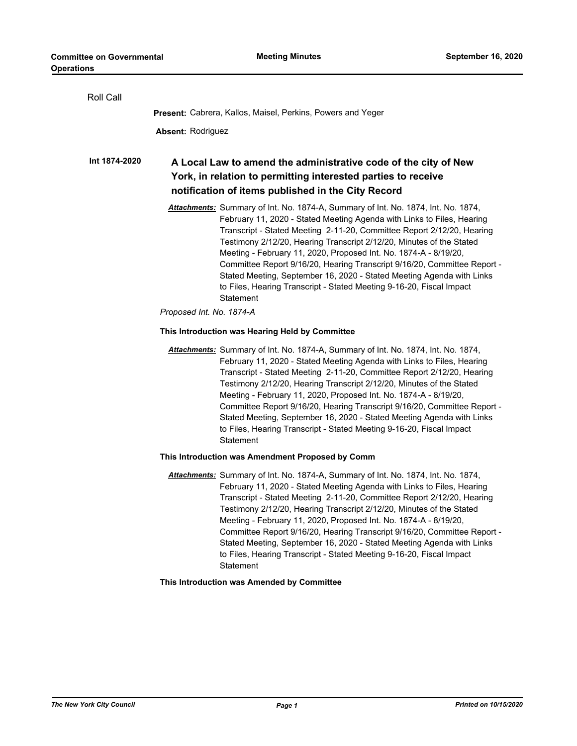Roll Call

**Present:** Cabrera, Kallos, Maisel, Perkins, Powers and Yeger

**Absent:** Rodriguez

**Int 1874-2020** **A Local Law to amend the administrative code of the city of New York, in relation to permitting interested parties to receive notification of items published in the City Record**

***Attachments:*** Summary of Int. No. 1874-A, Summary of Int. No. 1874, Int. No. 1874, February 11, 2020 - Stated Meeting Agenda with Links to Files, Hearing Transcript - Stated Meeting 2-11-20, Committee Report 2/12/20, Hearing Testimony 2/12/20, Hearing Transcript 2/12/20, Minutes of the Stated Meeting - February 11, 2020, Proposed Int. No. 1874-A - 8/19/20, Committee Report 9/16/20, Hearing Transcript 9/16/20, Committee Report - Stated Meeting, September 16, 2020 - Stated Meeting Agenda with Links to Files, Hearing Transcript - Stated Meeting 9-16-20, Fiscal Impact Statement

*Proposed Int. No. 1874-A*

**This Introduction was Hearing Held by Committee**

***Attachments:*** Summary of Int. No. 1874-A, Summary of Int. No. 1874, Int. No. 1874, February 11, 2020 - Stated Meeting Agenda with Links to Files, Hearing Transcript - Stated Meeting 2-11-20, Committee Report 2/12/20, Hearing Testimony 2/12/20, Hearing Transcript 2/12/20, Minutes of the Stated Meeting - February 11, 2020, Proposed Int. No. 1874-A - 8/19/20, Committee Report 9/16/20, Hearing Transcript 9/16/20, Committee Report - Stated Meeting, September 16, 2020 - Stated Meeting Agenda with Links to Files, Hearing Transcript - Stated Meeting 9-16-20, Fiscal Impact Statement

**This Introduction was Amendment Proposed by Comm**

***Attachments:*** Summary of Int. No. 1874-A, Summary of Int. No. 1874, Int. No. 1874, February 11, 2020 - Stated Meeting Agenda with Links to Files, Hearing Transcript - Stated Meeting 2-11-20, Committee Report 2/12/20, Hearing Testimony 2/12/20, Hearing Transcript 2/12/20, Minutes of the Stated Meeting - February 11, 2020, Proposed Int. No. 1874-A - 8/19/20, Committee Report 9/16/20, Hearing Transcript 9/16/20, Committee Report - Stated Meeting, September 16, 2020 - Stated Meeting Agenda with Links to Files, Hearing Transcript - Stated Meeting 9-16-20, Fiscal Impact Statement

**This Introduction was Amended by Committee**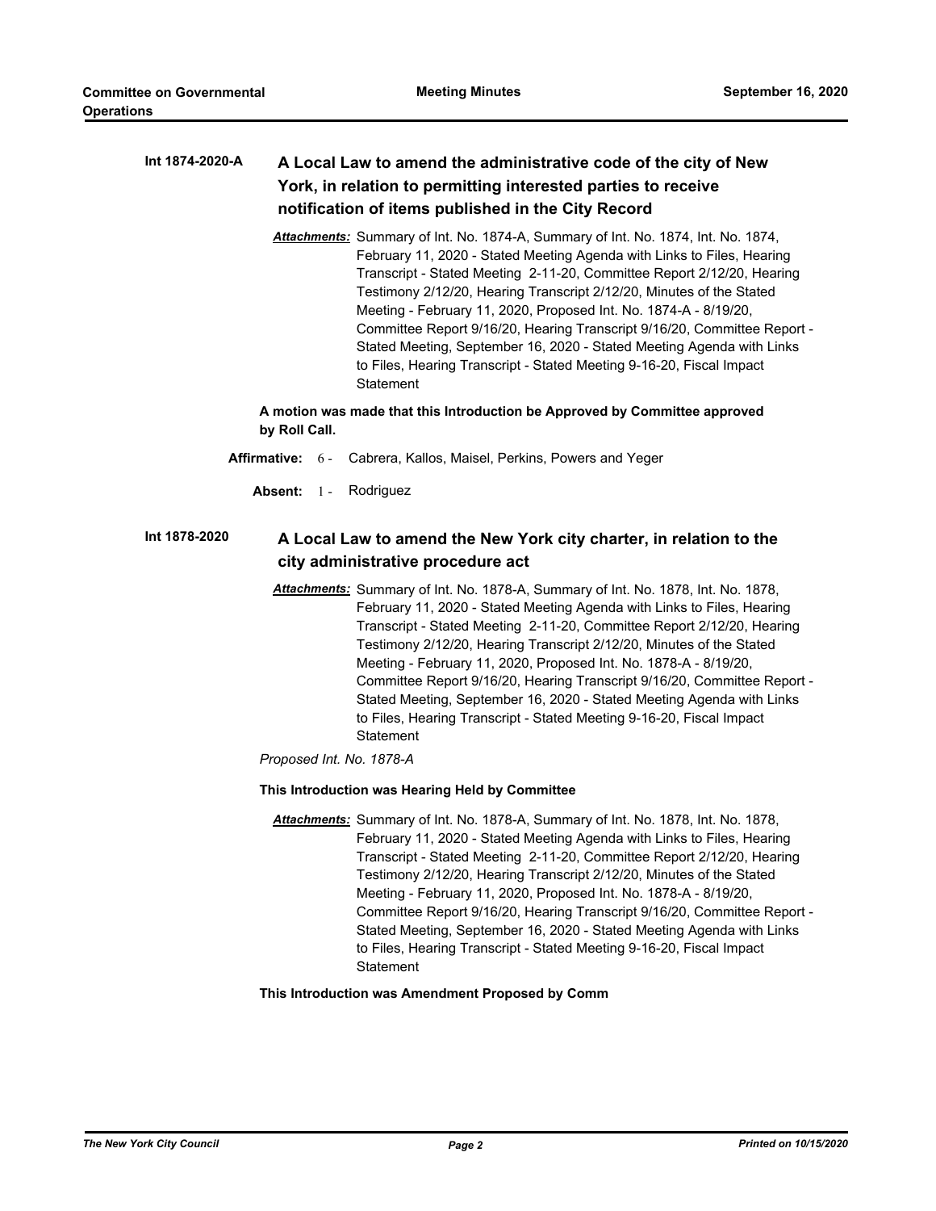**Int 1874-2020-A** **A Local Law to amend the administrative code of the city of New York, in relation to permitting interested parties to receive notification of items published in the City Record**

***Attachments:*** Summary of Int. No. 1874-A, Summary of Int. No. 1874, Int. No. 1874, February 11, 2020 - Stated Meeting Agenda with Links to Files, Hearing Transcript - Stated Meeting 2-11-20, Committee Report 2/12/20, Hearing Testimony 2/12/20, Hearing Transcript 2/12/20, Minutes of the Stated Meeting - February 11, 2020, Proposed Int. No. 1874-A - 8/19/20, Committee Report 9/16/20, Hearing Transcript 9/16/20, Committee Report - Stated Meeting, September 16, 2020 - Stated Meeting Agenda with Links to Files, Hearing Transcript - Stated Meeting 9-16-20, Fiscal Impact Statement

**A motion was made that this Introduction be Approved by Committee approved by Roll Call.**

**Affirmative:** 6 - Cabrera, Kallos, Maisel, Perkins, Powers and Yeger

**Absent:** 1 - Rodriguez

**Int 1878-2020** **A Local Law to amend the New York city charter, in relation to the city administrative procedure act**

***Attachments:*** Summary of Int. No. 1878-A, Summary of Int. No. 1878, Int. No. 1878, February 11, 2020 - Stated Meeting Agenda with Links to Files, Hearing Transcript - Stated Meeting 2-11-20, Committee Report 2/12/20, Hearing Testimony 2/12/20, Hearing Transcript 2/12/20, Minutes of the Stated Meeting - February 11, 2020, Proposed Int. No. 1878-A - 8/19/20, Committee Report 9/16/20, Hearing Transcript 9/16/20, Committee Report - Stated Meeting, September 16, 2020 - Stated Meeting Agenda with Links to Files, Hearing Transcript - Stated Meeting 9-16-20, Fiscal Impact Statement

*Proposed Int. No. 1878-A*

**This Introduction was Hearing Held by Committee**

***Attachments:*** Summary of Int. No. 1878-A, Summary of Int. No. 1878, Int. No. 1878, February 11, 2020 - Stated Meeting Agenda with Links to Files, Hearing Transcript - Stated Meeting 2-11-20, Committee Report 2/12/20, Hearing Testimony 2/12/20, Hearing Transcript 2/12/20, Minutes of the Stated Meeting - February 11, 2020, Proposed Int. No. 1878-A - 8/19/20, Committee Report 9/16/20, Hearing Transcript 9/16/20, Committee Report - Stated Meeting, September 16, 2020 - Stated Meeting Agenda with Links to Files, Hearing Transcript - Stated Meeting 9-16-20, Fiscal Impact Statement

**This Introduction was Amendment Proposed by Comm**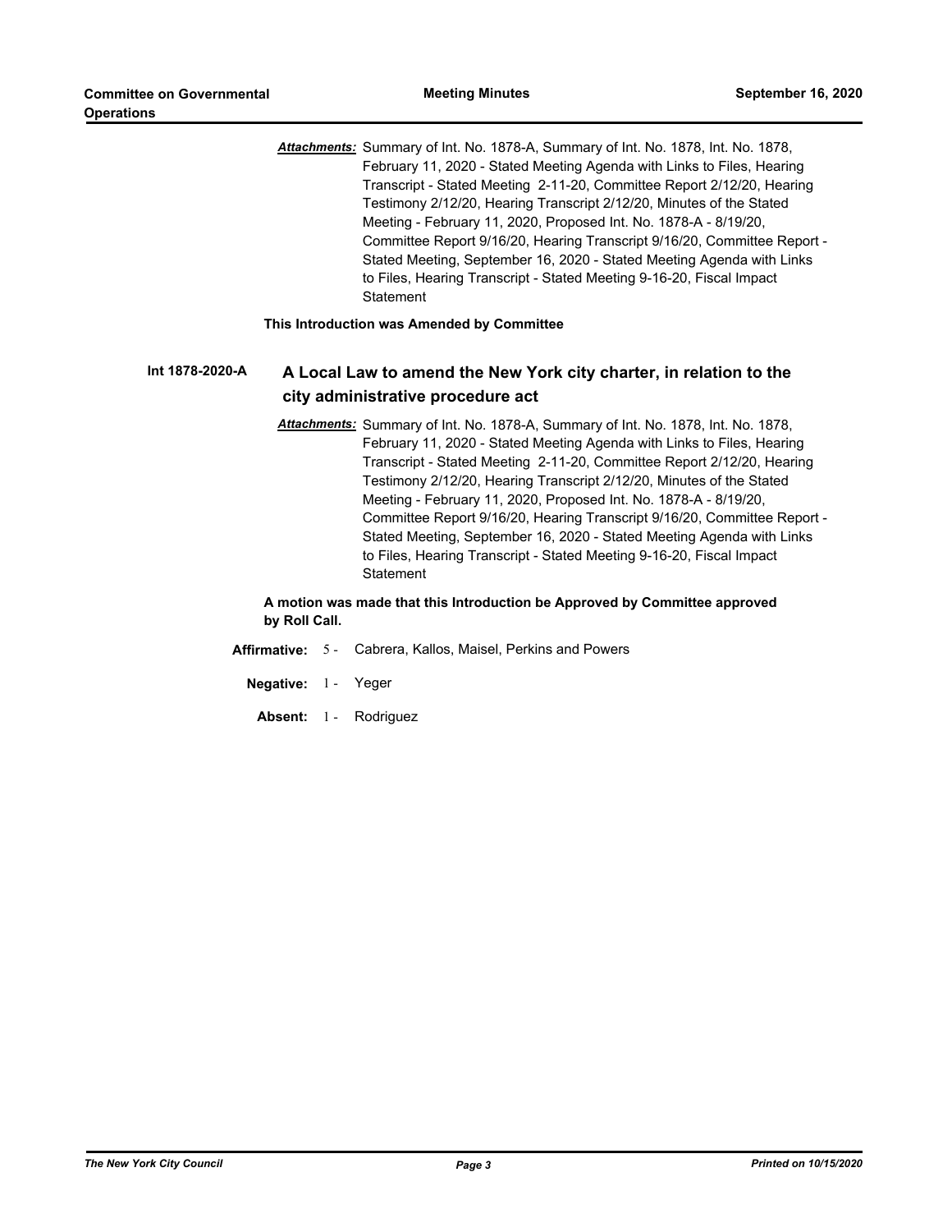***Attachments:*** Summary of Int. No. 1878-A, Summary of Int. No. 1878, Int. No. 1878, February 11, 2020 - Stated Meeting Agenda with Links to Files, Hearing Transcript - Stated Meeting 2-11-20, Committee Report 2/12/20, Hearing Testimony 2/12/20, Hearing Transcript 2/12/20, Minutes of the Stated Meeting - February 11, 2020, Proposed Int. No. 1878-A - 8/19/20, Committee Report 9/16/20, Hearing Transcript 9/16/20, Committee Report - Stated Meeting, September 16, 2020 - Stated Meeting Agenda with Links to Files, Hearing Transcript - Stated Meeting 9-16-20, Fiscal Impact Statement

**This Introduction was Amended by Committee**

**Int 1878-2020-A** **A Local Law to amend the New York city charter, in relation to the city administrative procedure act**

***Attachments:*** Summary of Int. No. 1878-A, Summary of Int. No. 1878, Int. No. 1878, February 11, 2020 - Stated Meeting Agenda with Links to Files, Hearing Transcript - Stated Meeting 2-11-20, Committee Report 2/12/20, Hearing Testimony 2/12/20, Hearing Transcript 2/12/20, Minutes of the Stated Meeting - February 11, 2020, Proposed Int. No. 1878-A - 8/19/20, Committee Report 9/16/20, Hearing Transcript 9/16/20, Committee Report - Stated Meeting, September 16, 2020 - Stated Meeting Agenda with Links to Files, Hearing Transcript - Stated Meeting 9-16-20, Fiscal Impact Statement

**A motion was made that this Introduction be Approved by Committee approved by Roll Call.**

**Affirmative:** 5 - Cabrera, Kallos, Maisel, Perkins and Powers

**Negative:** 1 - Yeger

**Absent:** 1 - Rodriguez